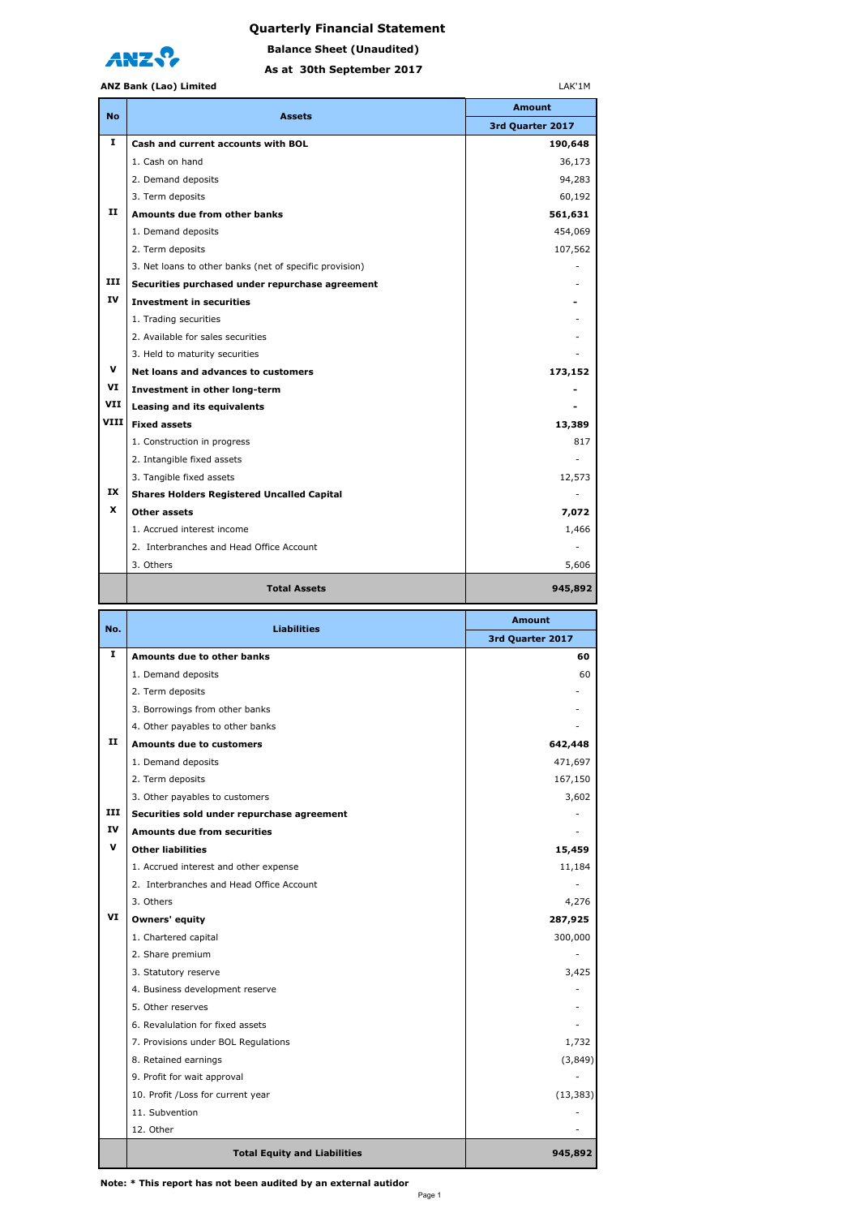# Quarterly Financial Statement

## Balance Sheet (Unaudited)

### As at 30th September 2017

**ANZ Bank (Lao) Limited**

LAK'1M

| No | Assets | Amount |
|---|---|---|
| | | 3rd Quarter 2017 |
| I | **Cash and current accounts with BOL** | **190,648** |
| | 1. Cash on hand | 36,173 |
| | 2. Demand deposits | 94,283 |
| | 3. Term deposits | 60,192 |
| II | **Amounts due from other banks** | **561,631** |
| | 1. Demand deposits | 454,069 |
| | 2. Term deposits | 107,562 |
| | 3. Net loans to other banks (net of specific provision) | - |
| III | **Securities purchased under repurchase agreement** | - |
| IV | **Investment in securities** | **-** |
| | 1. Trading securities | - |
| | 2. Available for sales securities | - |
| | 3. Held to maturity securities | - |
| V | **Net loans and advances to customers** | **173,152** |
| VI | **Investment in other long-term** | **-** |
| VII | **Leasing and its equivalents** | **-** |
| VIII | **Fixed assets** | **13,389** |
| | 1. Construction in progress | 817 |
| | 2. Intangible fixed assets | - |
| | 3. Tangible fixed assets | 12,573 |
| IX | **Shares Holders Registered Uncalled Capital** | - |
| X | **Other assets** | **7,072** |
| | 1. Accrued interest income | 1,466 |
| | 2. Interbranches and Head Office Account | - |
| | 3. Others | 5,606 |
| | **Total Assets** | **945,892** |

| No. | Liabilities | Amount |
|---|---|---|
| | | 3rd Quarter 2017 |
| I | **Amounts due to other banks** | **60** |
| | 1. Demand deposits | 60 |
| | 2. Term deposits | - |
| | 3. Borrowings from other banks | - |
| | 4. Other payables to other banks | - |
| II | **Amounts due to customers** | **642,448** |
| | 1. Demand deposits | 471,697 |
| | 2. Term deposits | 167,150 |
| | 3. Other payables to customers | 3,602 |
| III | **Securities sold under repurchase agreement** | - |
| IV | **Amounts due from securities** | - |
| V | **Other liabilities** | **15,459** |
| | 1. Accrued interest and other expense | 11,184 |
| | 2. Interbranches and Head Office Account | - |
| | 3. Others | 4,276 |
| VI | **Owners' equity** | **287,925** |
| | 1. Chartered capital | 300,000 |
| | 2. Share premium | - |
| | 3. Statutory reserve | 3,425 |
| | 4. Business development reserve | - |
| | 5. Other reserves | - |
| | 6. Revalution for fixed assets | - |
| | 7. Provisions under BOL Regulations | 1,732 |
| | 8. Retained earnings | (3,849) |
| | 9. Profit for wait approval | - |
| | 10. Profit /Loss for current year | (13,383) |
| | 11. Subvention | - |
| | 12. Other | - |
| | **Total Equity and Liabilities** | **945,892** |

**Note: * This report has not been audited by an external autidor**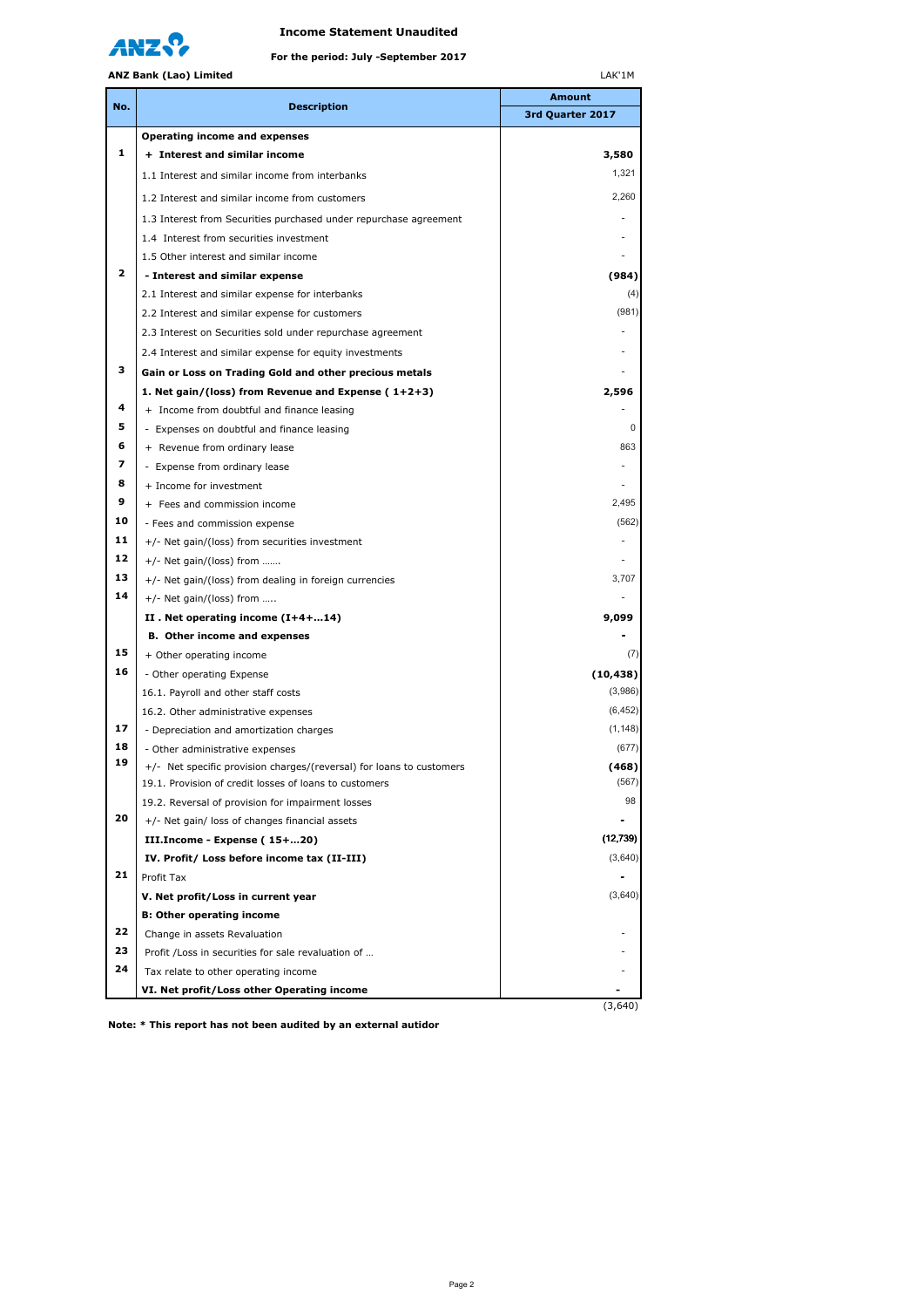# Income Statement Unaudited

**For the period: July -September 2017**

**ANZ Bank (Lao) Limited**

LAK'1M

| No. | Description | Amount 3rd Quarter 2017 |
|---|---|---|
| | **Operating income and expenses** | |
| **1** | **+ Interest and similar income** | **3,580** |
| | 1.1 Interest and similar income from interbanks | 1,321 |
| | 1.2 Interest and similar income from customers | 2,260 |
| | 1.3 Interest from Securities purchased under repurchase agreement | - |
| | 1.4 Interest from securities investment | - |
| | 1.5 Other interest and similar income | - |
| **2** | **- Interest and similar expense** | **(984)** |
| | 2.1 Interest and similar expense for interbanks | (4) |
| | 2.2 Interest and similar expense for customers | (981) |
| | 2.3 Interest on Securities sold under repurchase agreement | - |
| | 2.4 Interest and similar expense for equity investments | - |
| **3** | **Gain or Loss on Trading Gold and other precious metals** | - |
| | **1. Net gain/(loss) from Revenue and Expense ( 1+2+3)** | **2,596** |
| **4** | + Income from doubtful and finance leasing | - |
| **5** | - Expenses on doubtful and finance leasing | 0 |
| **6** | + Revenue from ordinary lease | 863 |
| **7** | - Expense from ordinary lease | - |
| **8** | + Income for investment | - |
| **9** | + Fees and commission income | 2,495 |
| **10** | - Fees and commission expense | (562) |
| **11** | +/- Net gain/(loss) from securities investment | - |
| **12** | +/- Net gain/(loss) from ……. | - |
| **13** | +/- Net gain/(loss) from dealing in foreign currencies | 3,707 |
| **14** | +/- Net gain/(loss) from ….. | - |
| | **II . Net operating income (I+4+…14)** | **9,099** |
| | **B. Other income and expenses** | **-** |
| **15** | + Other operating income | (7) |
| **16** | - Other operating Expense | **(10,438)** |
| | 16.1. Payroll and other staff costs | (3,986) |
| | 16.2. Other administrative expenses | (6,452) |
| **17** | - Depreciation and amortization charges | (1,148) |
| **18** | - Other administrative expenses | (677) |
| **19** | +/- Net specific provision charges/(reversal) for loans to customers | **(468)** |
| | 19.1. Provision of credit losses of loans to customers | (567) |
| | 19.2. Reversal of provision for impairment losses | 98 |
| **20** | +/- Net gain/ loss of changes financial assets | **-** |
| | **III.Income - Expense ( 15+…20)** | **(12,739)** |
| | **IV. Profit/ Loss before income tax (II-III)** | (3,640) |
| **21** | Profit Tax | **-** |
| | **V. Net profit/Loss in current year** | (3,640) |
| | **B: Other operating income** | |
| **22** | Change in assets Revaluation | - |
| **23** | Profit /Loss in securities for sale revaluation of … | - |
| **24** | Tax relate to other operating income | - |
| | **VI. Net profit/Loss other Operating income** | **-** |
| | | (3,640) |

**Note: * This report has not been audited by an external autidor**